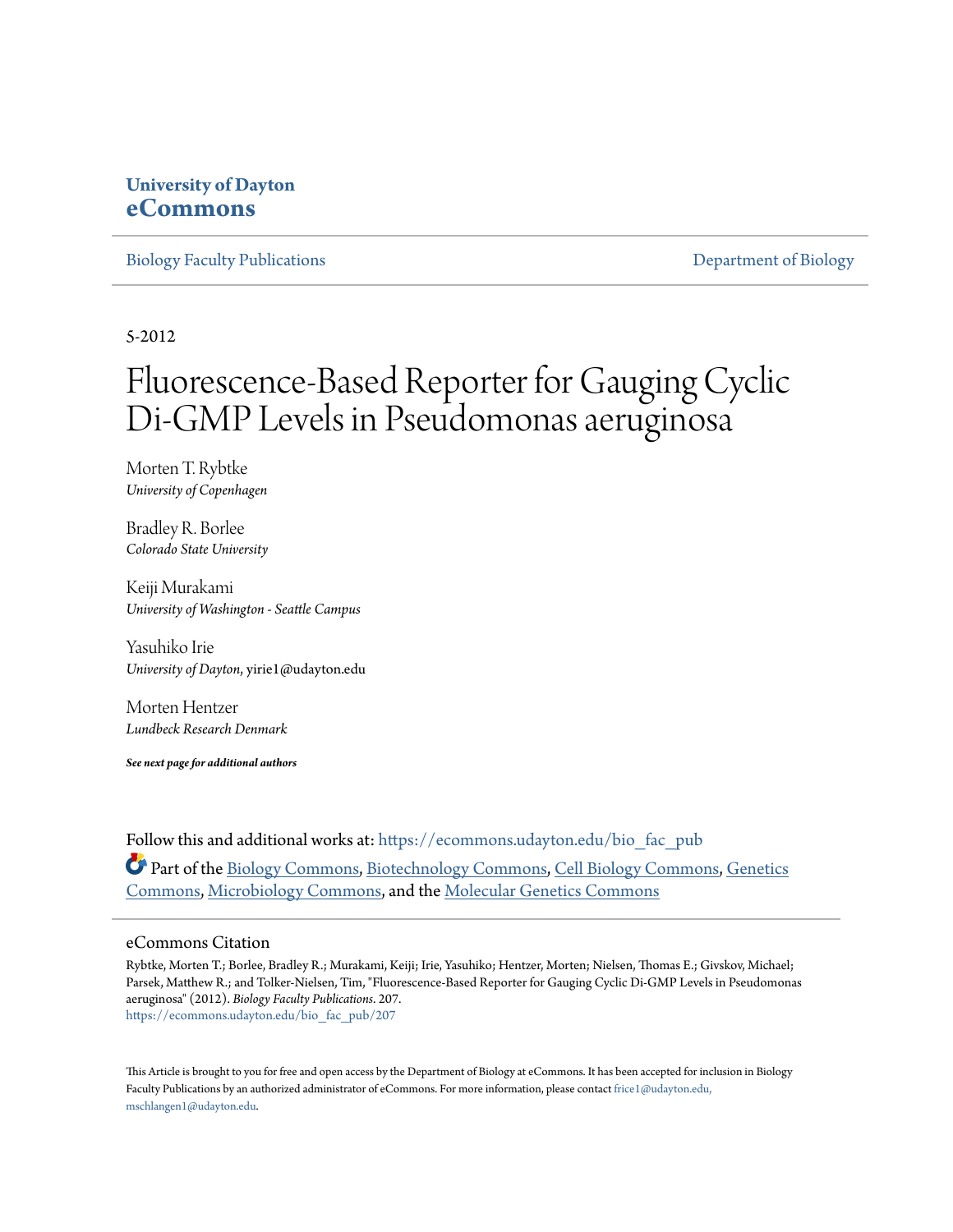University of Dayton
**eCommons**

Biology Faculty Publications

Department of Biology

5-2012

# Fluorescence-Based Reporter for Gauging Cyclic Di-GMP Levels in Pseudomonas aeruginosa

Morten T. Rybtke
*University of Copenhagen*

Bradley R. Borlee
*Colorado State University*

Keiji Murakami
*University of Washington - Seattle Campus*

Yasuhiko Irie
*University of Dayton*, yirie1@udayton.edu

Morten Hentzer
*Lundbeck Research Denmark*

***See next page for additional authors***

Follow this and additional works at: https://ecommons.udayton.edu/bio_fac_pub

Part of the Biology Commons, Biotechnology Commons, Cell Biology Commons, Genetics Commons, Microbiology Commons, and the Molecular Genetics Commons

## eCommons Citation

Rybtke, Morten T.; Borlee, Bradley R.; Murakami, Keiji; Irie, Yasuhiko; Hentzer, Morten; Nielsen, Thomas E.; Givskov, Michael; Parsek, Matthew R.; and Tolker-Nielsen, Tim, "Fluorescence-Based Reporter for Gauging Cyclic Di-GMP Levels in Pseudomonas aeruginosa" (2012). *Biology Faculty Publications*. 207.
https://ecommons.udayton.edu/bio_fac_pub/207

This Article is brought to you for free and open access by the Department of Biology at eCommons. It has been accepted for inclusion in Biology Faculty Publications by an authorized administrator of eCommons. For more information, please contact frice1@udayton.edu, mschlangen1@udayton.edu.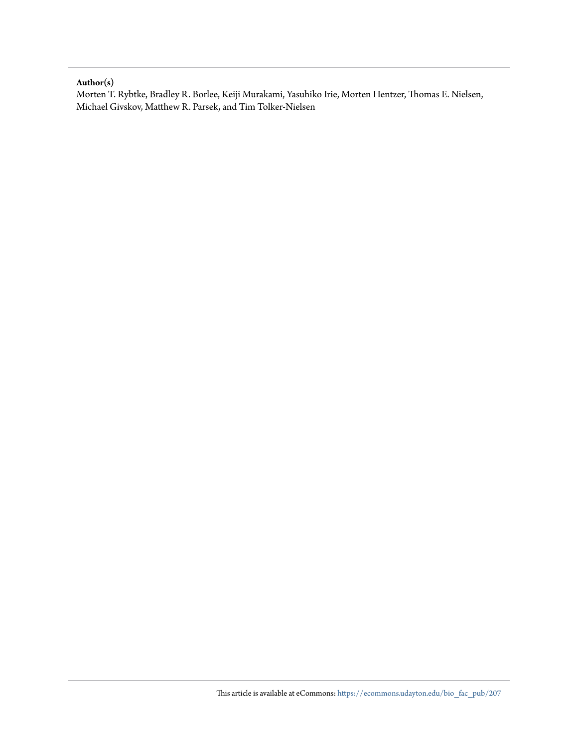**Author(s)**

Morten T. Rybtke, Bradley R. Borlee, Keiji Murakami, Yasuhiko Irie, Morten Hentzer, Thomas E. Nielsen, Michael Givskov, Matthew R. Parsek, and Tim Tolker-Nielsen

This article is available at eCommons: https://ecommons.udayton.edu/bio_fac_pub/207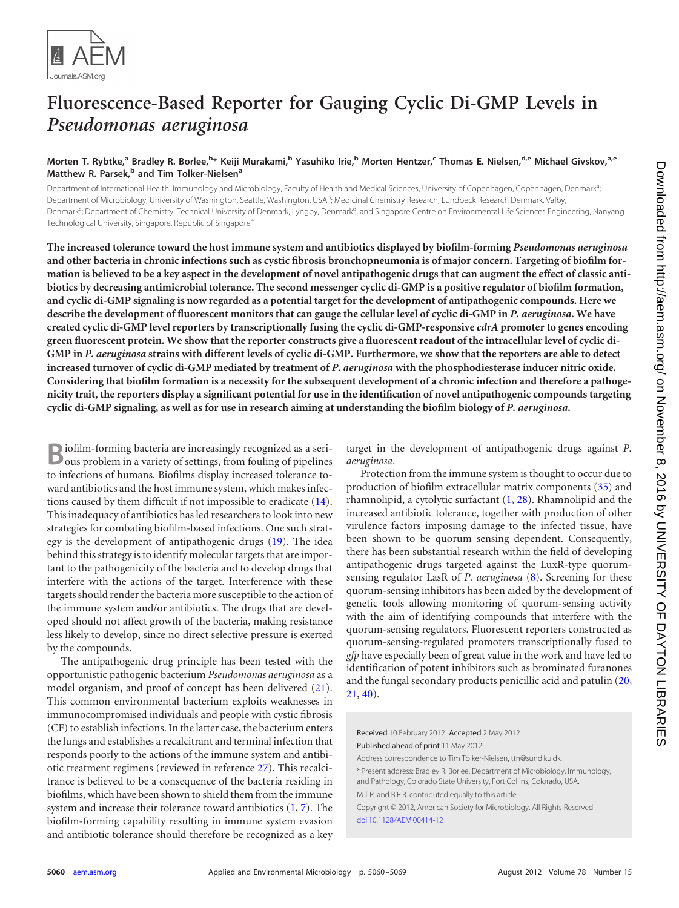# Fluorescence-Based Reporter for Gauging Cyclic Di-GMP Levels in *Pseudomonas aeruginosa*

**Morten T. Rybtke,[a] Bradley R. Borlee,[b]* Keiji Murakami,[b] Yasuhiko Irie,[b] Morten Hentzer,[c] Thomas E. Nielsen,[d,e] Michael Givskov,[a,e] Matthew R. Parsek,[b] and Tim Tolker-Nielsen[a]**

Department of International Health, Immunology and Microbiology, Faculty of Health and Medical Sciences, University of Copenhagen, Copenhagen, Denmark[a]; Department of Microbiology, University of Washington, Seattle, Washington, USA[b]; Medicinal Chemistry Research, Lundbeck Research Denmark, Valby, Denmark[c]; Department of Chemistry, Technical University of Denmark, Lyngby, Denmark[d]; and Singapore Centre on Environmental Life Sciences Engineering, Nanyang Technological University, Singapore, Republic of Singapore[e]

**The increased tolerance toward the host immune system and antibiotics displayed by biofilm-forming *Pseudomonas aeruginosa* and other bacteria in chronic infections such as cystic fibrosis bronchopneumonia is of major concern. Targeting of biofilm formation is believed to be a key aspect in the development of novel antipathogenic drugs that can augment the effect of classic antibiotics by decreasing antimicrobial tolerance. The second messenger cyclic di-GMP is a positive regulator of biofilm formation, and cyclic di-GMP signaling is now regarded as a potential target for the development of antipathogenic compounds. Here we describe the development of fluorescent monitors that can gauge the cellular level of cyclic di-GMP in *P. aeruginosa*. We have created cyclic di-GMP level reporters by transcriptionally fusing the cyclic di-GMP-responsive *cdrA* promoter to genes encoding green fluorescent protein. We show that the reporter constructs give a fluorescent readout of the intracellular level of cyclic di-GMP in *P. aeruginosa* strains with different levels of cyclic di-GMP. Furthermore, we show that the reporters are able to detect increased turnover of cyclic di-GMP mediated by treatment of *P. aeruginosa* with the phosphodiesterase inducer nitric oxide. Considering that biofilm formation is a necessity for the subsequent development of a chronic infection and therefore a pathogenicity trait, the reporters display a significant potential for use in the identification of novel antipathogenic compounds targeting cyclic di-GMP signaling, as well as for use in research aiming at understanding the biofilm biology of *P. aeruginosa*.**

Biofilm-forming bacteria are increasingly recognized as a serious problem in a variety of settings, from fouling of pipelines to infections of humans. Biofilms display increased tolerance toward antibiotics and the host immune system, which makes infections caused by them difficult if not impossible to eradicate (14). This inadequacy of antibiotics has led researchers to look into new strategies for combating biofilm-based infections. One such strategy is the development of antipathogenic drugs (19). The idea behind this strategy is to identify molecular targets that are important to the pathogenicity of the bacteria and to develop drugs that interfere with the actions of the target. Interference with these targets should render the bacteria more susceptible to the action of the immune system and/or antibiotics. The drugs that are developed should not affect growth of the bacteria, making resistance less likely to develop, since no direct selective pressure is exerted by the compounds.

The antipathogenic drug principle has been tested with the opportunistic pathogenic bacterium *Pseudomonas aeruginosa* as a model organism, and proof of concept has been delivered (21). This common environmental bacterium exploits weaknesses in immunocompromised individuals and people with cystic fibrosis (CF) to establish infections. In the latter case, the bacterium enters the lungs and establishes a recalcitrant and terminal infection that responds poorly to the actions of the immune system and antibiotic treatment regimens (reviewed in reference 27). This recalcitrance is believed to be a consequence of the bacteria residing in biofilms, which have been shown to shield them from the immune system and increase their tolerance toward antibiotics (1, 7). The biofilm-forming capability resulting in immune system evasion and antibiotic tolerance should therefore be recognized as a key target in the development of antipathogenic drugs against *P. aeruginosa*.

Protection from the immune system is thought to occur due to production of biofilm extracellular matrix components (35) and rhamnolipid, a cytolytic surfactant (1, 28). Rhamnolipid and the increased antibiotic tolerance, together with production of other virulence factors imposing damage to the infected tissue, have been shown to be quorum sensing dependent. Consequently, there has been substantial research within the field of developing antipathogenic drugs targeted against the LuxR-type quorum-sensing regulator LasR of *P. aeruginosa* (8). Screening for these quorum-sensing inhibitors has been aided by the development of genetic tools allowing monitoring of quorum-sensing activity with the aim of identifying compounds that interfere with the quorum-sensing regulators. Fluorescent reporters constructed as quorum-sensing-regulated promoters transcriptionally fused to *gfp* have especially been of great value in the work and have led to identification of potent inhibitors such as brominated furanones and the fungal secondary products penicillic acid and patulin (20, 21, 40).

Received 10 February 2012 Accepted 2 May 2012

Published ahead of print 11 May 2012

Address correspondence to Tim Tolker-Nielsen, ttn@sund.ku.dk.

* Present address: Bradley R. Borlee, Department of Microbiology, Immunology, and Pathology, Colorado State University, Fort Collins, Colorado, USA.

M.T.R. and B.R.B. contributed equally to this article.

Copyright © 2012, American Society for Microbiology. All Rights Reserved.

doi:10.1128/AEM.00414-12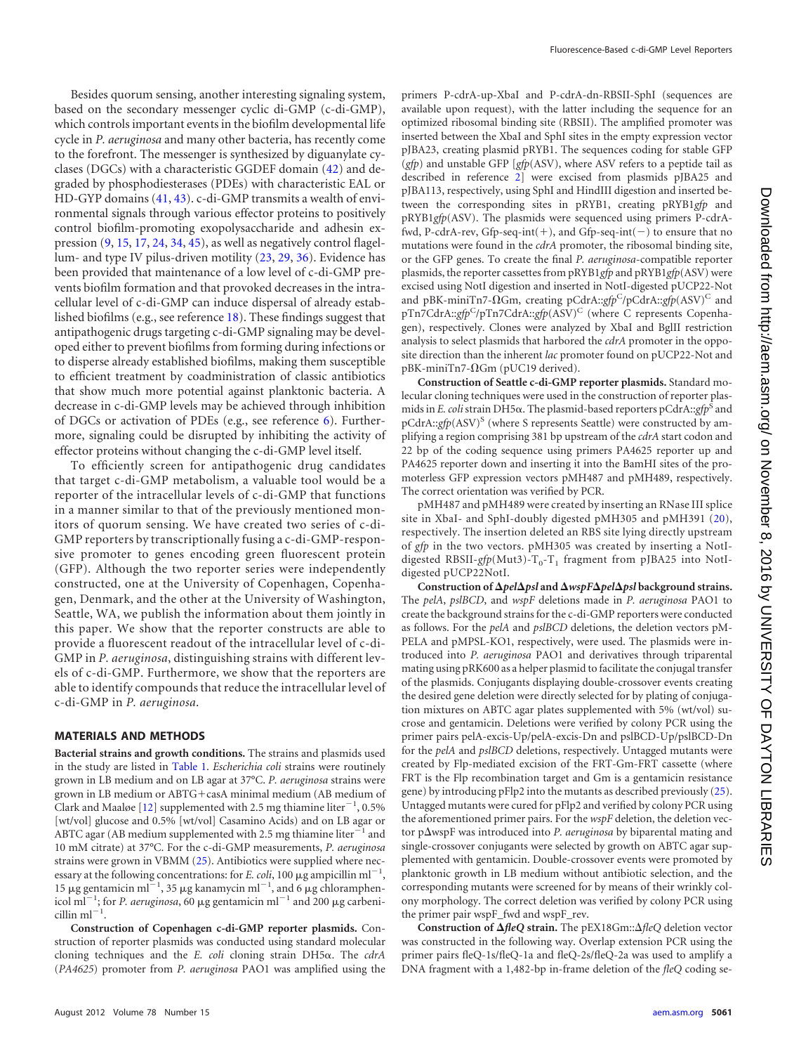Besides quorum sensing, another interesting signaling system, based on the secondary messenger cyclic di-GMP (c-di-GMP), which controls important events in the biofilm developmental life cycle in *P. aeruginosa* and many other bacteria, has recently come to the forefront. The messenger is synthesized by diguanylate cyclases (DGCs) with a characteristic GGDEF domain (42) and degraded by phosphodiesterases (PDEs) with characteristic EAL or HD-GYP domains (41, 43). c-di-GMP transmits a wealth of environmental signals through various effector proteins to positively control biofilm-promoting exopolysaccharide and adhesin expression (9, 15, 17, 24, 34, 45), as well as negatively control flagellum- and type IV pilus-driven motility (23, 29, 36). Evidence has been provided that maintenance of a low level of c-di-GMP prevents biofilm formation and that provoked decreases in the intracellular level of c-di-GMP can induce dispersal of already established biofilms (e.g., see reference 18). These findings suggest that antipathogenic drugs targeting c-di-GMP signaling may be developed either to prevent biofilms from forming during infections or to disperse already established biofilms, making them susceptible to efficient treatment by coadministration of classic antibiotics that show much more potential against planktonic bacteria. A decrease in c-di-GMP levels may be achieved through inhibition of DGCs or activation of PDEs (e.g., see reference 6). Furthermore, signaling could be disrupted by inhibiting the activity of effector proteins without changing the c-di-GMP level itself.

To efficiently screen for antipathogenic drug candidates that target c-di-GMP metabolism, a valuable tool would be a reporter of the intracellular levels of c-di-GMP that functions in a manner similar to that of the previously mentioned monitors of quorum sensing. We have created two series of c-di-GMP reporters by transcriptionally fusing a c-di-GMP-responsive promoter to genes encoding green fluorescent protein (GFP). Although the two reporter series were independently constructed, one at the University of Copenhagen, Copenhagen, Denmark, and the other at the University of Washington, Seattle, WA, we publish the information about them jointly in this paper. We show that the reporter constructs are able to provide a fluorescent readout of the intracellular level of c-di-GMP in *P. aeruginosa*, distinguishing strains with different levels of c-di-GMP. Furthermore, we show that the reporters are able to identify compounds that reduce the intracellular level of c-di-GMP in *P. aeruginosa*.

## MATERIALS AND METHODS

**Bacterial strains and growth conditions.** The strains and plasmids used in the study are listed in Table 1. *Escherichia coli* strains were routinely grown in LB medium and on LB agar at 37°C. *P. aeruginosa* strains were grown in LB medium or ABTG+casA minimal medium (AB medium of Clark and Maaløe [12] supplemented with 2.5 mg thiamine liter$^{-1}$, 0.5% [wt/vol] glucose and 0.5% [wt/vol] Casamino Acids) and on LB agar or ABTC agar (AB medium supplemented with 2.5 mg thiamine liter$^{-1}$ and 10 mM citrate) at 37°C. For the c-di-GMP measurements, *P. aeruginosa* strains were grown in VBMM (25). Antibiotics were supplied where necessary at the following concentrations: for *E. coli*, 100 μg ampicillin ml$^{-1}$, 15 μg gentamicin ml$^{-1}$, 35 μg kanamycin ml$^{-1}$, and 6 μg chloramphenicol ml$^{-1}$; for *P. aeruginosa*, 60 μg gentamicin ml$^{-1}$ and 200 μg carbenicillin ml$^{-1}$.

**Construction of Copenhagen c-di-GMP reporter plasmids.** Construction of reporter plasmids was conducted using standard molecular cloning techniques and the *E. coli* cloning strain DH5α. The *cdrA* (*PA4625*) promoter from *P. aeruginosa* PAO1 was amplified using the primers P-cdrA-up-XbaI and P-cdrA-dn-RBSII-SphI (sequences are available upon request), with the latter including the sequence for an optimized ribosomal binding site (RBSII). The amplified promoter was inserted between the XbaI and SphI sites in the empty expression vector pJBA23, creating plasmid pRYB1. The sequences coding for stable GFP (*gfp*) and unstable GFP [*gfp*(ASV), where ASV refers to a peptide tail as described in reference 2] were excised from plasmids pJBA25 and pJBA113, respectively, using SphI and HindIII digestion and inserted between the corresponding sites in pRYB1, creating pRYB1*gfp* and pRYB1*gfp*(ASV). The plasmids were sequenced using primers P-cdrA-fwd, P-cdrA-rev, Gfp-seq-int(+), and Gfp-seq-int(−) to ensure that no mutations were found in the *cdrA* promoter, the ribosomal binding site, or the GFP genes. To create the final *P. aeruginosa*-compatible reporter plasmids, the reporter cassettes from pRYB1*gfp* and pRYB1*gfp*(ASV) were excised using NotI digestion and inserted in NotI-digested pUCP22-Not and pBK-miniTn7-ΩGm, creating pCdrA::*gfp*$^{C}$/pCdrA::*gfp*(ASV)$^{C}$ and pTn7CdrA::*gfp*$^{C}$/pTn7CdrA::*gfp*(ASV)$^{C}$ (where C represents Copenhagen), respectively. Clones were analyzed by XbaI and BglII restriction analysis to select plasmids that harbored the *cdrA* promoter in the opposite direction than the inherent *lac* promoter found on pUCP22-Not and pBK-miniTn7-ΩGm (pUC19 derived).

**Construction of Seattle c-di-GMP reporter plasmids.** Standard molecular cloning techniques were used in the construction of reporter plasmids in *E. coli* strain DH5α. The plasmid-based reporters pCdrA::*gfp*$^{S}$ and pCdrA::*gfp*(ASV)$^{S}$ (where S represents Seattle) were constructed by amplifying a region comprising 381 bp upstream of the *cdrA* start codon and 22 bp of the coding sequence using primers PA4625 reporter up and PA4625 reporter down and inserting it into the BamHI sites of the promoterless GFP expression vectors pMH487 and pMH489, respectively. The correct orientation was verified by PCR.

pMH487 and pMH489 were created by inserting an RNase III splice site in XbaI- and SphI-doubly digested pMH305 and pMH391 (20), respectively. The insertion deleted an RBS site lying directly upstream of *gfp* in the two vectors. pMH305 was created by inserting a NotI-digested RBSII-*gfp*(Mut3)-$T_0$-$T_1$ fragment from pJBA25 into NotI-digested pUCP22NotI.

**Construction of Δ*pel*Δ*psl* and Δ*wspF*Δ*pel*Δ*psl* background strains.** The *pelA*, *pslBCD*, and *wspF* deletions made in *P. aeruginosa* PAO1 to create the background strains for the c-di-GMP reporters were conducted as follows. For the *pelA* and *pslBCD* deletions, the deletion vectors pMPELA and pMPSL-KO1, respectively, were used. The plasmids were introduced into *P. aeruginosa* PAO1 and derivatives through triparental mating using pRK600 as a helper plasmid to facilitate the conjugal transfer of the plasmids. Conjugants displaying double-crossover events creating the desired gene deletion were directly selected for by plating of conjugation mixtures on ABTC agar plates supplemented with 5% (wt/vol) sucrose and gentamicin. Deletions were verified by colony PCR using the primer pairs pelA-excis-Up/pelA-excis-Dn and pslBCD-Up/pslBCD-Dn for the *pelA* and *pslBCD* deletions, respectively. Untagged mutants were created by Flp-mediated excision of the FRT-Gm-FRT cassette (where FRT is the Flp recombination target and Gm is a gentamicin resistance gene) by introducing pFlp2 into the mutants as described previously (25). Untagged mutants were cured for pFlp2 and verified by colony PCR using the aforementioned primer pairs. For the *wspF* deletion, the deletion vector pΔwspF was introduced into *P. aeruginosa* by biparental mating and single-crossover conjugants were selected by growth on ABTC agar supplemented with gentamicin. Double-crossover events were promoted by planktonic growth in LB medium without antibiotic selection, and the corresponding mutants were screened for by means of their wrinkly colony morphology. The correct deletion was verified by colony PCR using the primer pair wspF_fwd and wspF_rev.

**Construction of Δ*fleQ* strain.** The pEX18Gm::Δ*fleQ* deletion vector was constructed in the following way. Overlap extension PCR using the primer pairs fleQ-1s/fleQ-1a and fleQ-2s/fleQ-2a was used to amplify a DNA fragment with a 1,482-bp in-frame deletion of the *fleQ* coding se-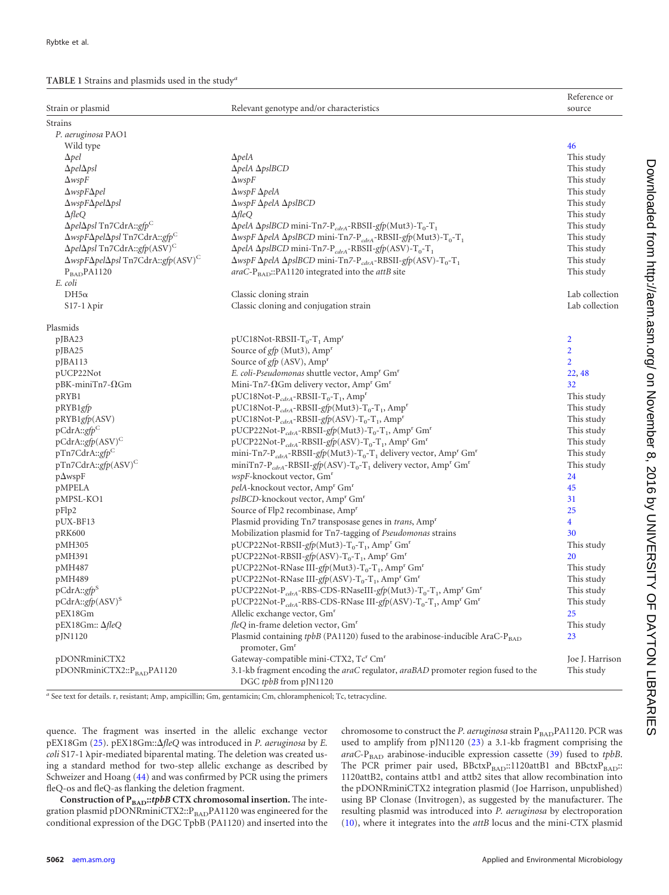**TABLE 1** Strains and plasmids used in the study[a]

| Strain or plasmid | Relevant genotype and/or characteristics | Reference or source |
|---|---|---|
| Strains | | |
| *P. aeruginosa* PAO1 | | |
| Wild type | | 46 |
| Δ*pel* | Δ*pelA* | This study |
| Δ*pel*Δ*psl* | Δ*pelA* Δ*pslBCD* | This study |
| Δ*wspF* | Δ*wspF* | This study |
| Δ*wspF*Δ*pel* | Δ*wspF* Δ*pelA* | This study |
| Δ*wspF*Δ*pel*Δ*psl* | Δ*wspF* Δ*pelA* Δ*pslBCD* | This study |
| Δ*fleQ* | Δ*fleQ* | This study |
| Δ*pel*Δ*psl* Tn7CdrA::*gfp*[C] | Δ*pelA* Δ*pslBCD* mini-Tn*7*-$P_{cdrA}$-RBSII-*gfp*(Mut3)-$T_0$-$T_1$ | This study |
| Δ*wspF*Δ*pel*Δ*psl* Tn7CdrA::*gfp*[C] | Δ*wspF* Δ*pelA* Δ*pslBCD* mini-Tn*7*-$P_{cdrA}$-RBSII-*gfp*(Mut3)-$T_0$-$T_1$ | This study |
| Δ*pel*Δ*psl* Tn7CdrA::*gfp*(ASV)[C] | Δ*pelA* Δ*pslBCD* mini-Tn*7*-$P_{cdrA}$-RBSII-*gfp*(ASV)-$T_0$-$T_1$ | This study |
| Δ*wspF*Δ*pel*Δ*psl* Tn7CdrA::*gfp*(ASV)[C] | Δ*wspF* Δ*pelA* Δ*pslBCD* mini-Tn*7*-$P_{cdrA}$-RBSII-*gfp*(ASV)-$T_0$-$T_1$ | This study |
| $P_{BAD}$PA1120 | *araC*-$P_{BAD}$::PA1120 integrated into the *attB* site | This study |
| *E. coli* | | |
| DH5α | Classic cloning strain | Lab collection |
| S17-1 λpir | Classic cloning and conjugation strain | Lab collection |
| Plasmids | | |
| pJBA23 | pUC18Not-RBSII-$T_0$-$T_1$ Amp[r] | 2 |
| pJBA25 | Source of *gfp* (Mut3), Amp[r] | 2 |
| pJBA113 | Source of *gfp* (ASV), Amp[r] | 2 |
| pUCP22Not | *E. coli*-*Pseudomonas* shuttle vector, Amp[r] Gm[r] | 22, 48 |
| pBK-miniTn7-ΩGm | Mini-Tn*7*-ΩGm delivery vector, Amp[r] Gm[r] | 32 |
| pRYB1 | pUC18Not-$P_{cdrA}$-RBSII-$T_0$-$T_1$, Amp[r] | This study |
| pRYB1*gfp* | pUC18Not-$P_{cdrA}$-RBSII-*gfp*(Mut3)-$T_0$-$T_1$, Amp[r] | This study |
| pRYB1*gfp*(ASV) | pUC18Not-$P_{cdrA}$-RBSII-*gfp*(ASV)-$T_0$-$T_1$, Amp[r] | This study |
| pCdrA::*gfp*[C] | pUCP22Not-$P_{cdrA}$-RBSII-*gfp*(Mut3)-$T_0$-$T_1$, Amp[r] Gm[r] | This study |
| pCdrA::*gfp*(ASV)[C] | pUCP22Not-$P_{cdrA}$-RBSII-*gfp*(ASV)-$T_0$-$T_1$, Amp[r] Gm[r] | This study |
| pTn7CdrA::*gfp*[C] | mini-Tn*7*-$P_{cdrA}$-RBSII-*gfp*(Mut3)-$T_0$-$T_1$ delivery vector, Amp[r] Gm[r] | This study |
| pTn7CdrA::*gfp*(ASV)[C] | miniTn*7*-$P_{cdrA}$-RBSII-*gfp*(ASV)-$T_0$-$T_1$ delivery vector, Amp[r] Gm[r] | This study |
| pΔwspF | *wspF*-knockout vector, Gm[r] | 24 |
| pMPELA | *pelA*-knockout vector, Amp[r] Gm[r] | 45 |
| pMPSL-KO1 | *pslBCD*-knockout vector, Amp[r] Gm[r] | 31 |
| pFlp2 | Source of Flp2 recombinase, Amp[r] | 25 |
| pUX-BF13 | Plasmid providing Tn*7* transposase genes in *trans*, Amp[r] | 4 |
| pRK600 | Mobilization plasmid for Tn7-tagging of *Pseudomonas* strains | 30 |
| pMH305 | pUCP22Not-RBSII-*gfp*(Mut3)-$T_0$-$T_1$, Amp[r] Gm[r] | This study |
| pMH391 | pUCP22Not-RBSII-*gfp*(ASV)-$T_0$-$T_1$, Amp[r] Gm[r] | 20 |
| pMH487 | pUCP22Not-RNase III-*gfp*(Mut3)-$T_0$-$T_1$, Amp[r] Gm[r] | This study |
| pMH489 | pUCP22Not-RNase III-*gfp*(ASV)-$T_0$-$T_1$, Amp[r] Gm[r] | This study |
| pCdrA::*gfp*[S] | pUCP22Not-$P_{cdrA}$-RBS-CDS-RNaseIII-*gfp*(Mut3)-$T_0$-$T_1$, Amp[r] Gm[r] | This study |
| pCdrA::*gfp*(ASV)[S] | pUCP22Not-$P_{cdrA}$-RBS-CDS-RNase III-*gfp*(ASV)-$T_0$-$T_1$, Amp[r] Gm[r] | This study |
| pEX18Gm | Allelic exchange vector, Gm[r] | 25 |
| pEX18Gm:: Δ*fleQ* | *fleQ* in-frame deletion vector, Gm[r] | This study |
| pJN1120 | Plasmid containing *tpbB* (PA1120) fused to the arabinose-inducible AraC-$P_{BAD}$ promoter, Gm[r] | 23 |
| pDONRminiCTX2 | Gateway-compatible mini-CTX2, Tc[r] Cm[r] | Joe J. Harrison |
| pDONRminiCTX2::$P_{BAD}$PA1120 | 3.1-kb fragment encoding the *araC* regulator, *araBAD* promoter region fused to the DGC *tpbB* from pJN1120 | This study |

[a] See text for details. r, resistant; Amp, ampicillin; Gm, gentamicin; Cm, chloramphenicol; Tc, tetracycline.

quence. The fragment was inserted in the allelic exchange vector pEX18Gm (25). pEX18Gm::Δ*fleQ* was introduced in *P. aeruginosa* by *E. coli* S17-1 λpir-mediated biparental mating. The deletion was created using a standard method for two-step allelic exchange as described by Schweizer and Hoang (44) and was confirmed by PCR using the primers fleQ-os and fleQ-as flanking the deletion fragment.

**Construction of $P_{BAD}$::*tpbB* CTX chromosomal insertion.** The integration plasmid pDONRminiCTX2::$P_{BAD}$PA1120 was engineered for the conditional expression of the DGC TpbB (PA1120) and inserted into the chromosome to construct the *P. aeruginosa* strain $P_{BAD}$PA1120. PCR was used to amplify from pJN1120 (23) a 3.1-kb fragment comprising the *araC*-$P_{BAD}$ arabinose-inducible expression cassette (39) fused to *tpbB*. The PCR primer pair used, BBctx$P_{BAD}$::1120attB1 and BBctx$P_{BAD}$::1120attB2, contains attb1 and attb2 sites that allow recombination into the pDONRminiCTX2 integration plasmid (Joe Harrison, unpublished) using BP Clonase (Invitrogen), as suggested by the manufacturer. The resulting plasmid was introduced into *P. aeruginosa* by electroporation (10), where it integrates into the *attB* locus and the mini-CTX plasmid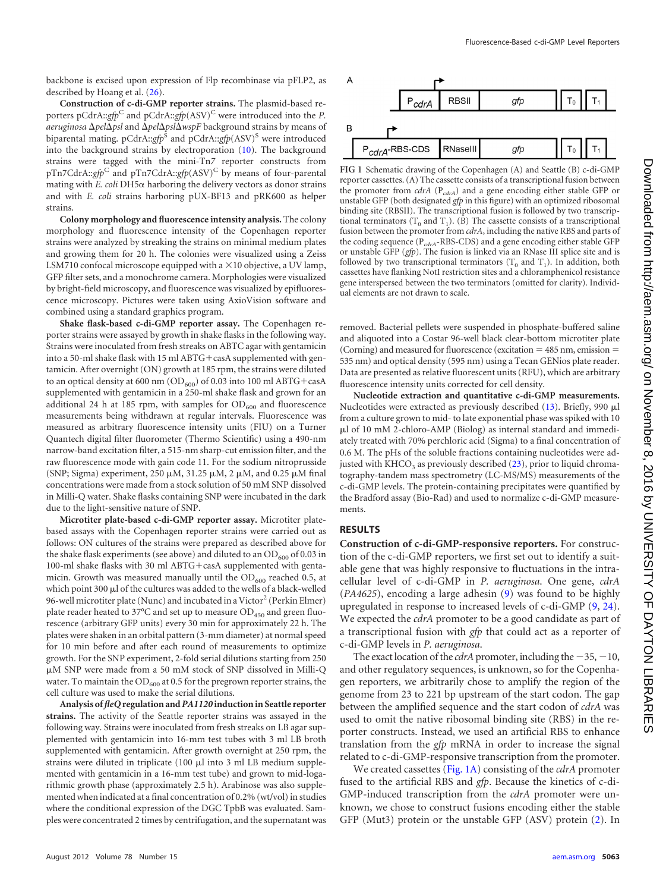backbone is excised upon expression of Flp recombinase via pFLP2, as described by Hoang et al. (26).

**Construction of c-di-GMP reporter strains.** The plasmid-based reporters pCdrA::*gfp*$^{C}$ and pCdrA::*gfp*(ASV)$^{C}$ were introduced into the *P. aeruginosa* Δ*pel*Δ*psl* and Δ*pel*Δ*psl*Δ*wspF* background strains by means of biparental mating. pCdrA::*gfp*$^{S}$ and pCdrA::*gfp*(ASV)$^{S}$ were introduced into the background strains by electroporation (10). The background strains were tagged with the mini-Tn*7* reporter constructs from pTn7CdrA::*gfp*$^{C}$ and pTn7CdrA::*gfp*(ASV)$^{C}$ by means of four-parental mating with *E. coli* DH5α harboring the delivery vectors as donor strains and with *E. coli* strains harboring pUX-BF13 and pRK600 as helper strains.

**Colony morphology and fluorescence intensity analysis.** The colony morphology and fluorescence intensity of the Copenhagen reporter strains were analyzed by streaking the strains on minimal medium plates and growing them for 20 h. The colonies were visualized using a Zeiss LSM710 confocal microscope equipped with a ×10 objective, a UV lamp, GFP filter sets, and a monochrome camera. Morphologies were visualized by bright-field microscopy, and fluorescence was visualized by epifluorescence microscopy. Pictures were taken using AxioVision software and combined using a standard graphics program.

**Shake flask-based c-di-GMP reporter assay.** The Copenhagen reporter strains were assayed by growth in shake flasks in the following way. Strains were inoculated from fresh streaks on ABTC agar with gentamicin into a 50-ml shake flask with 15 ml ABTG+casA supplemented with gentamicin. After overnight (ON) growth at 185 rpm, the strains were diluted to an optical density at 600 nm ($OD_{600}$) of 0.03 into 100 ml ABTG+casA supplemented with gentamicin in a 250-ml shake flask and grown for an additional 24 h at 185 rpm, with samples for $OD_{600}$ and fluorescence measurements being withdrawn at regular intervals. Fluorescence was measured as arbitrary fluorescence intensity units (FIU) on a Turner Quantech digital filter fluorometer (Thermo Scientific) using a 490-nm narrow-band excitation filter, a 515-nm sharp-cut emission filter, and the raw fluorescence mode with gain code 11. For the sodium nitroprusside (SNP; Sigma) experiment, 250 μM, 31.25 μM, 2 μM, and 0.25 μM final concentrations were made from a stock solution of 50 mM SNP dissolved in Milli-Q water. Shake flasks containing SNP were incubated in the dark due to the light-sensitive nature of SNP.

**Microtiter plate-based c-di-GMP reporter assay.** Microtiter plate-based assays with the Copenhagen reporter strains were carried out as follows: ON cultures of the strains were prepared as described above for the shake flask experiments (see above) and diluted to an $OD_{600}$ of 0.03 in 100-ml shake flasks with 30 ml ABTG+casA supplemented with gentamicin. Growth was measured manually until the $OD_{600}$ reached 0.5, at which point 300 μl of the cultures was added to the wells of a black-welled 96-well microtiter plate (Nunc) and incubated in a Victor$^{2}$ (Perkin Elmer) plate reader heated to 37°C and set up to measure $OD_{450}$ and green fluorescence (arbitrary GFP units) every 30 min for approximately 22 h. The plates were shaken in an orbital pattern (3-mm diameter) at normal speed for 10 min before and after each round of measurements to optimize growth. For the SNP experiment, 2-fold serial dilutions starting from 250 μM SNP were made from a 50 mM stock of SNP dissolved in Milli-Q water. To maintain the $OD_{600}$ at 0.5 for the pregrown reporter strains, the cell culture was used to make the serial dilutions.

**Analysis of *fleQ* regulation and *PA1120* induction in Seattle reporter strains.** The activity of the Seattle reporter strains was assayed in the following way. Strains were inoculated from fresh streaks on LB agar supplemented with gentamicin into 16-mm test tubes with 3 ml LB broth supplemented with gentamicin. After growth overnight at 250 rpm, the strains were diluted in triplicate (100 μl into 3 ml LB medium supplemented with gentamicin in a 16-mm test tube) and grown to mid-logarithmic phase (approximately 2.5 h). Arabinose was also supplemented when indicated at a final concentration of 0.2% (wt/vol) in studies where the conditional expression of the DGC TpbB was evaluated. Samples were concentrated 2 times by centrifugation, and the supernatant was removed. Bacterial pellets were suspended in phosphate-buffered saline and aliquoted into a Costar 96-well black clear-bottom microtiter plate (Corning) and measured for fluorescence (excitation = 485 nm, emission = 535 nm) and optical density (595 nm) using a Tecan GENios plate reader. Data are presented as relative fluorescent units (RFU), which are arbitrary fluorescence intensity units corrected for cell density.

A

P*cdrA* RBSII *gfp* $T_0$ $T_1$

B

P*cdrA*-RBS-CDS RNaseIII *gfp* $T_0$ $T_1$

**FIG 1** Schematic drawing of the Copenhagen (A) and Seattle (B) c-di-GMP reporter cassettes. (A) The cassette consists of a transcriptional fusion between the promoter from *cdrA* ($P_{cdrA}$) and a gene encoding either stable GFP or unstable GFP (both designated *gfp* in this figure) with an optimized ribosomal binding site (RBSII). The transcriptional fusion is followed by two transcriptional terminators ($T_0$ and $T_1$). (B) The cassette consists of a transcriptional fusion between the promoter from *cdrA*, including the native RBS and parts of the coding sequence ($P_{cdrA}$-RBS-CDS) and a gene encoding either stable GFP or unstable GFP (*gfp*). The fusion is linked via an RNase III splice site and is followed by two transcriptional terminators ($T_0$ and $T_1$). In addition, both cassettes have flanking NotI restriction sites and a chloramphenicol resistance gene interspersed between the two terminators (omitted for clarity). Individual elements are not drawn to scale.

**Nucleotide extraction and quantitative c-di-GMP measurements.** Nucleotides were extracted as previously described (13). Briefly, 990 μl from a culture grown to mid- to late exponential phase was spiked with 10 μl of 10 mM 2-chloro-AMP (Biolog) as internal standard and immediately treated with 70% perchloric acid (Sigma) to a final concentration of 0.6 M. The pHs of the soluble fractions containing nucleotides were adjusted with $KHCO_3$ as previously described (23), prior to liquid chromatography-tandem mass spectrometry (LC-MS/MS) measurements of the c-di-GMP levels. The protein-containing precipitates were quantified by the Bradford assay (Bio-Rad) and used to normalize c-di-GMP measurements.

## RESULTS

**Construction of c-di-GMP-responsive reporters.** For construction of the c-di-GMP reporters, we first set out to identify a suitable gene that was highly responsive to fluctuations in the intracellular level of c-di-GMP in *P. aeruginosa*. One gene, *cdrA* (*PA4625*), encoding a large adhesin (9) was found to be highly upregulated in response to increased levels of c-di-GMP (9, 24). We expected the *cdrA* promoter to be a good candidate as part of a transcriptional fusion with *gfp* that could act as a reporter of c-di-GMP levels in *P. aeruginosa*.

The exact location of the *cdrA* promoter, including the −35, −10, and other regulatory sequences, is unknown, so for the Copenhagen reporters, we arbitrarily chose to amplify the region of the genome from 23 to 221 bp upstream of the start codon. The gap between the amplified sequence and the start codon of *cdrA* was used to omit the native ribosomal binding site (RBS) in the reporter constructs. Instead, we used an artificial RBS to enhance translation from the *gfp* mRNA in order to increase the signal related to c-di-GMP-responsive transcription from the promoter.

We created cassettes (Fig. 1A) consisting of the *cdrA* promoter fused to the artificial RBS and *gfp*. Because the kinetics of c-di-GMP-induced transcription from the *cdrA* promoter were unknown, we chose to construct fusions encoding either the stable GFP (Mut3) protein or the unstable GFP (ASV) protein (2). In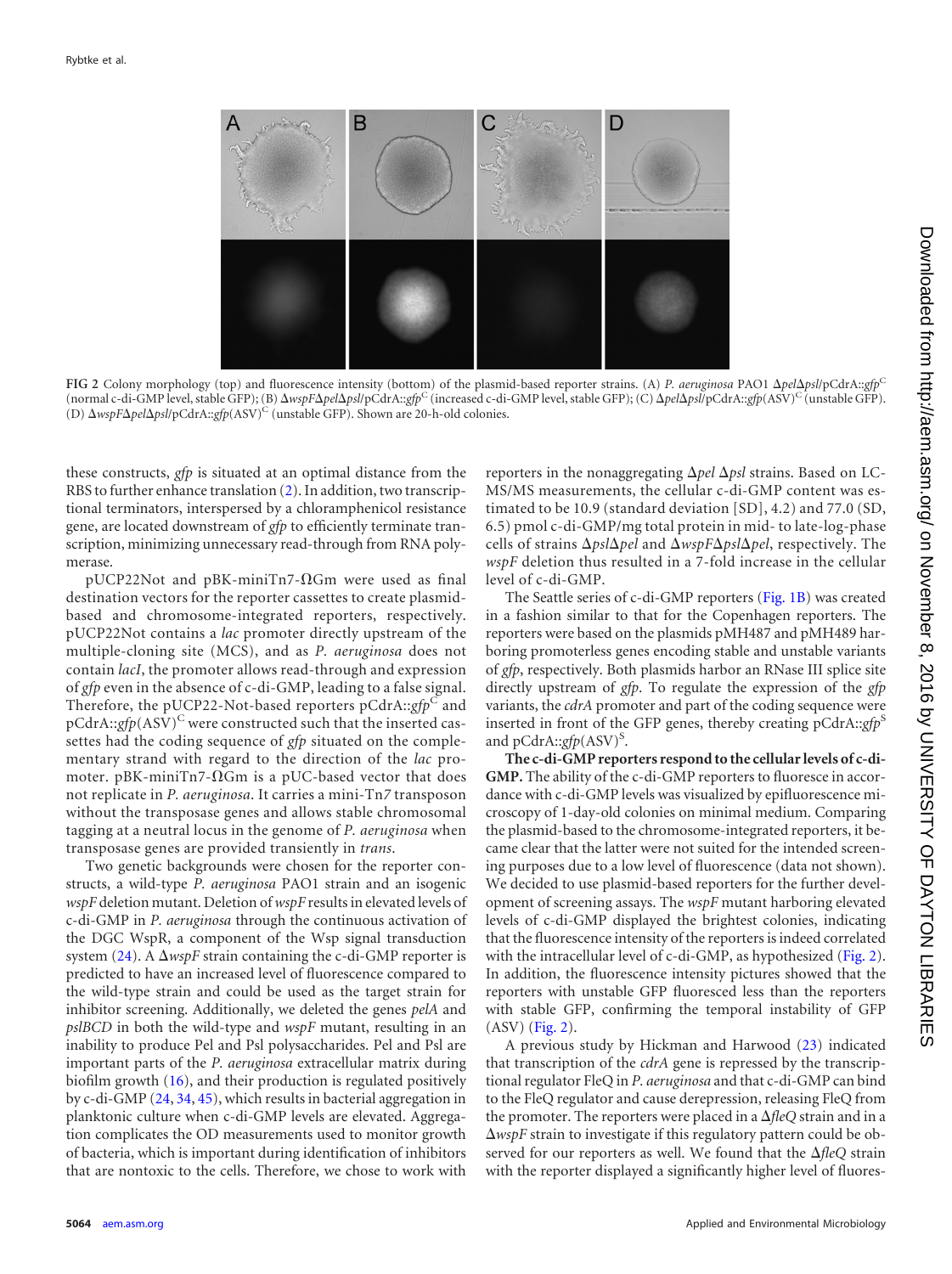FIG 2 Colony morphology (top) and fluorescence intensity (bottom) of the plasmid-based reporter strains. (A) *P. aeruginosa* PAO1 Δ*pel*Δ*psl*/pCdrA::*gfp*$^C$ (normal c-di-GMP level, stable GFP); (B) Δ*wspF*Δ*pel*Δ*psl*/pCdrA::*gfp*$^C$ (increased c-di-GMP level, stable GFP); (C) Δ*pel*Δ*psl*/pCdrA::*gfp*(ASV)$^C$ (unstable GFP). (D) Δ*wspF*Δ*pel*Δ*psl*/pCdrA::*gfp*(ASV)$^C$ (unstable GFP). Shown are 20-h-old colonies.

these constructs, *gfp* is situated at an optimal distance from the RBS to further enhance translation (2). In addition, two transcriptional terminators, interspersed by a chloramphenicol resistance gene, are located downstream of *gfp* to efficiently terminate transcription, minimizing unnecessary read-through from RNA polymerase.

pUCP22Not and pBK-miniTn7-ΩGm were used as final destination vectors for the reporter cassettes to create plasmid-based and chromosome-integrated reporters, respectively. pUCP22Not contains a *lac* promoter directly upstream of the multiple-cloning site (MCS), and as *P. aeruginosa* does not contain *lacI*, the promoter allows read-through and expression of *gfp* even in the absence of c-di-GMP, leading to a false signal. Therefore, the pUCP22-Not-based reporters pCdrA::*gfp*$^C$ and pCdrA::*gfp*(ASV)$^C$ were constructed such that the inserted cassettes had the coding sequence of *gfp* situated on the complementary strand with regard to the direction of the *lac* promoter. pBK-miniTn7-ΩGm is a pUC-based vector that does not replicate in *P. aeruginosa*. It carries a mini-Tn*7* transposon without the transposase genes and allows stable chromosomal tagging at a neutral locus in the genome of *P. aeruginosa* when transposase genes are provided transiently in *trans*.

Two genetic backgrounds were chosen for the reporter constructs, a wild-type *P. aeruginosa* PAO1 strain and an isogenic *wspF* deletion mutant. Deletion of *wspF* results in elevated levels of c-di-GMP in *P. aeruginosa* through the continuous activation of the DGC WspR, a component of the Wsp signal transduction system (24). A Δ*wspF* strain containing the c-di-GMP reporter is predicted to have an increased level of fluorescence compared to the wild-type strain and could be used as the target strain for inhibitor screening. Additionally, we deleted the genes *pelA* and *pslBCD* in both the wild-type and *wspF* mutant, resulting in an inability to produce Pel and Psl polysaccharides. Pel and Psl are important parts of the *P. aeruginosa* extracellular matrix during biofilm growth (16), and their production is regulated positively by c-di-GMP (24, 34, 45), which results in bacterial aggregation in planktonic culture when c-di-GMP levels are elevated. Aggregation complicates the OD measurements used to monitor growth of bacteria, which is important during identification of inhibitors that are nontoxic to the cells. Therefore, we chose to work with reporters in the nonaggregating Δ*pel* Δ*psl* strains. Based on LC-MS/MS measurements, the cellular c-di-GMP content was estimated to be 10.9 (standard deviation [SD], 4.2) and 77.0 (SD, 6.5) pmol c-di-GMP/mg total protein in mid- to late-log-phase cells of strains Δ*psl*Δ*pel* and Δ*wspF*Δ*psl*Δ*pel*, respectively. The *wspF* deletion thus resulted in a 7-fold increase in the cellular level of c-di-GMP.

The Seattle series of c-di-GMP reporters (Fig. 1B) was created in a fashion similar to that for the Copenhagen reporters. The reporters were based on the plasmids pMH487 and pMH489 harboring promoterless genes encoding stable and unstable variants of *gfp*, respectively. Both plasmids harbor an RNase III splice site directly upstream of *gfp*. To regulate the expression of the *gfp* variants, the *cdrA* promoter and part of the coding sequence were inserted in front of the GFP genes, thereby creating pCdrA::*gfp*$^S$ and pCdrA::*gfp*(ASV)$^S$.

**The c-di-GMP reporters respond to the cellular levels of c-di-GMP.** The ability of the c-di-GMP reporters to fluoresce in accordance with c-di-GMP levels was visualized by epifluorescence microscopy of 1-day-old colonies on minimal medium. Comparing the plasmid-based to the chromosome-integrated reporters, it became clear that the latter were not suited for the intended screening purposes due to a low level of fluorescence (data not shown). We decided to use plasmid-based reporters for the further development of screening assays. The *wspF* mutant harboring elevated levels of c-di-GMP displayed the brightest colonies, indicating that the fluorescence intensity of the reporters is indeed correlated with the intracellular level of c-di-GMP, as hypothesized (Fig. 2). In addition, the fluorescence intensity pictures showed that the reporters with unstable GFP fluoresced less than the reporters with stable GFP, confirming the temporal instability of GFP (ASV) (Fig. 2).

A previous study by Hickman and Harwood (23) indicated that transcription of the *cdrA* gene is repressed by the transcriptional regulator FleQ in *P. aeruginosa* and that c-di-GMP can bind to the FleQ regulator and cause derepression, releasing FleQ from the promoter. The reporters were placed in a Δ*fleQ* strain and in a Δ*wspF* strain to investigate if this regulatory pattern could be observed for our reporters as well. We found that the Δ*fleQ* strain with the reporter displayed a significantly higher level of fluores-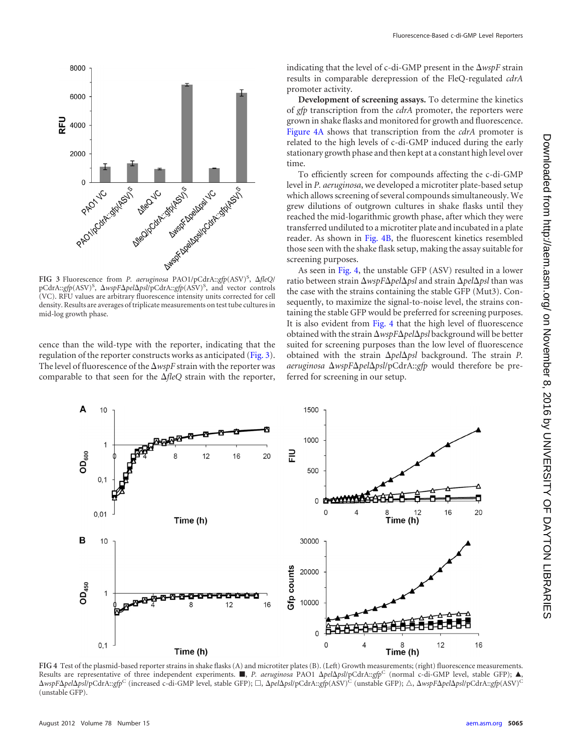8000

6000

RFU 4000

2000

0

PAO1 VC

PAO1/pCdrA::gfp(ASV)$^S$

ΔfleQ VC

ΔfleQ/pCdrA::gfp(ASV)$^S$

ΔwspFΔpelΔpsl VC

ΔwspFΔpelΔpsl/pCdrA::gfp(ASV)$^S$

**FIG 3** Fluorescence from *P. aeruginosa* PAO1/pCdrA::*gfp*(ASV)$^S$, Δ*fleQ*/pCdrA::*gfp*(ASV)$^S$, Δ*wspF*Δ*pel*Δ*psl*/pCdrA::*gfp*(ASV)$^S$, and vector controls (VC). RFU values are arbitrary fluorescence intensity units corrected for cell density. Results are averages of triplicate measurements on test tube cultures in mid-log growth phase.

cence than the wild-type with the reporter, indicating that the regulation of the reporter constructs works as anticipated (Fig. 3). The level of fluorescence of the Δ*wspF* strain with the reporter was comparable to that seen for the Δ*fleQ* strain with the reporter, indicating that the level of c-di-GMP present in the Δ*wspF* strain results in comparable derepression of the FleQ-regulated *cdrA* promoter activity.

**Development of screening assays.** To determine the kinetics of *gfp* transcription from the *cdrA* promoter, the reporters were grown in shake flasks and monitored for growth and fluorescence. Figure 4A shows that transcription from the *cdrA* promoter is related to the high levels of c-di-GMP induced during the early stationary growth phase and then kept at a constant high level over time.

To efficiently screen for compounds affecting the c-di-GMP level in *P. aeruginosa*, we developed a microtiter plate-based setup which allows screening of several compounds simultaneously. We grew dilutions of outgrown cultures in shake flasks until they reached the mid-logarithmic growth phase, after which they were transferred undiluted to a microtiter plate and incubated in a plate reader. As shown in Fig. 4B, the fluorescent kinetics resembled those seen with the shake flask setup, making the assay suitable for screening purposes.

As seen in Fig. 4, the unstable GFP (ASV) resulted in a lower ratio between strain Δ*wspF*Δ*pel*Δ*psl* and strain Δ*pel*Δ*psl* than was the case with the strains containing the stable GFP (Mut3). Consequently, to maximize the signal-to-noise level, the strains containing the stable GFP would be preferred for screening purposes. It is also evident from Fig. 4 that the high level of fluorescence obtained with the strain Δ*wspF*Δ*pel*Δ*psl* background will be better suited for screening purposes than the low level of fluorescence obtained with the strain Δ*pel*Δ*psl* background. The strain *P. aeruginosa* Δ*wspF*Δ*pel*Δ*psl*/pCdrA::*gfp* would therefore be preferred for screening in our setup.

A

$OD_{600}$

10
1
0,1
0,01

0 4 8 12 16 20

Time (h)

FIU

1500
1000
500
0

0 4 8 12 16 20

Time (h)

B

$OD_{450}$

10
1
0,1

0 4 8 12 16

Time (h)

Gfp counts

30000
20000
10000
0

0 4 8 12 16

Time (h)

**FIG 4** Test of the plasmid-based reporter strains in shake flasks (A) and microtiter plates (B). (Left) Growth measurements; (right) fluorescence measurements. Results are representative of three independent experiments. ■, *P. aeruginosa* PAO1 Δ*pel*Δ*psl*/pCdrA::*gfp*$^C$ (normal c-di-GMP level, stable GFP); ▲, Δ*wspF*Δ*pel*Δ*psl*/pCdrA::*gfp*$^C$ (increased c-di-GMP level, stable GFP); □, Δ*pel*Δ*psl*/pCdrA::*gfp*(ASV)$^C$ (unstable GFP); △, Δ*wspF*Δ*pel*Δ*psl*/pCdrA::*gfp*(ASV)$^C$ (unstable GFP).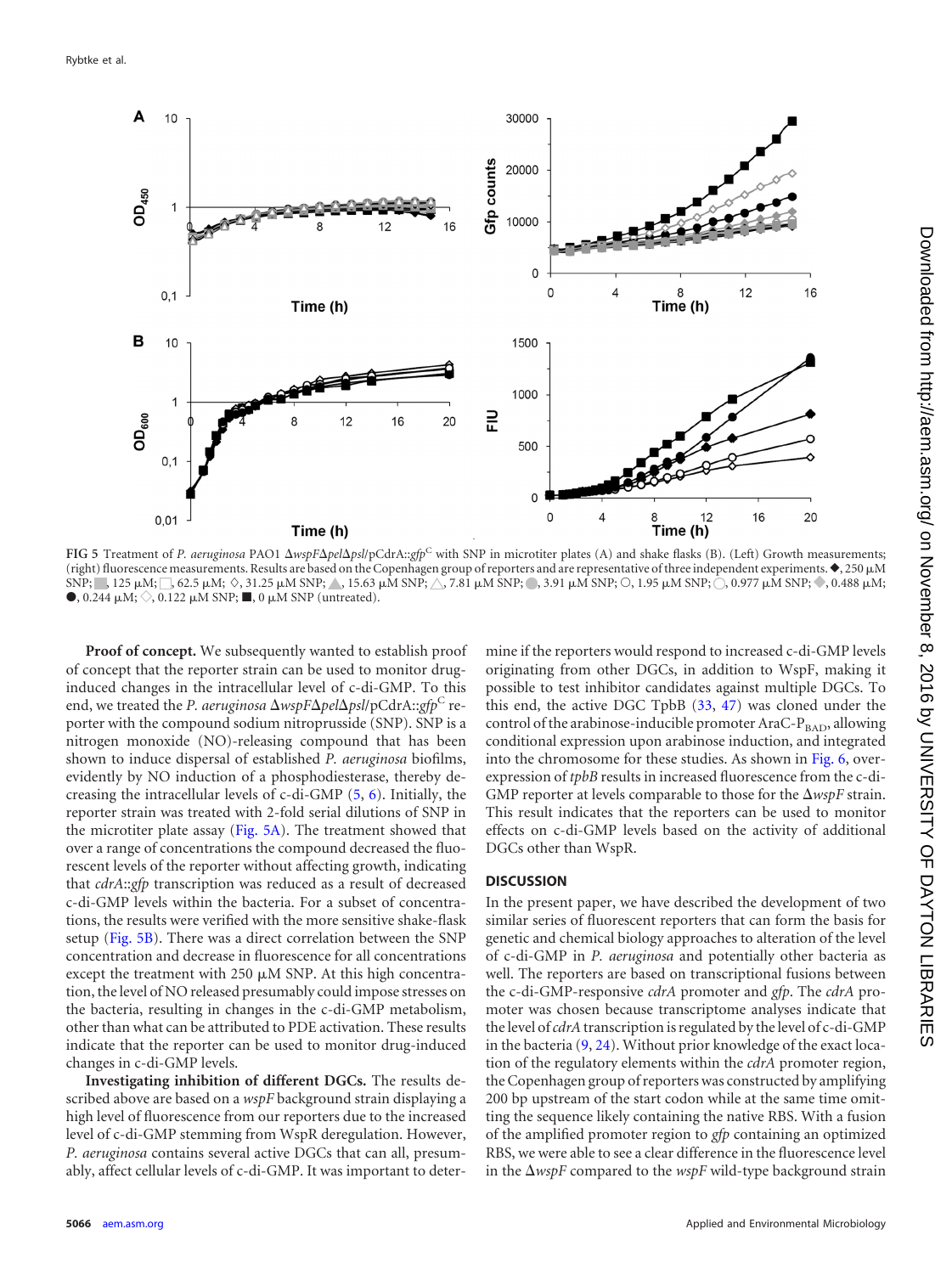A

10

1

0,1

$OD_{450}$

4

8

12

16

Time (h)

30000

20000

10000

0

Gfp counts

0

4

8

12

16

Time (h)

B

10

1

0,1

0,01

$OD_{600}$

0

4

8

12

16

20

Time (h)

1500

1000

500

0

FIU

0

4

8

12

16

20

Time (h)

FIG 5 Treatment of *P. aeruginosa* PAO1 Δ*wspF*Δ*pel*Δ*psl*/pCdrA::*gfp*[C] with SNP in microtiter plates (A) and shake flasks (B). (Left) Growth measurements; (right) fluorescence measurements. Results are based on the Copenhagen group of reporters and are representative of three independent experiments. ◆, 250 μM SNP; ■, 125 μM; □, 62.5 μM; ◇, 31.25 μM SNP; ▲, 15.63 μM SNP; △, 7.81 μM SNP; ●, 3.91 μM SNP; ○, 1.95 μM SNP; ○, 0.977 μM SNP; ◆, 0.488 μM; ●, 0.244 μM; ◇, 0.122 μM SNP; ■, 0 μM SNP (untreated).

**Proof of concept.** We subsequently wanted to establish proof of concept that the reporter strain can be used to monitor drug-induced changes in the intracellular level of c-di-GMP. To this end, we treated the *P. aeruginosa* Δ*wspF*Δ*pel*Δ*psl*/pCdrA::*gfp*[C] reporter with the compound sodium nitroprusside (SNP). SNP is a nitrogen monoxide (NO)-releasing compound that has been shown to induce dispersal of established *P. aeruginosa* biofilms, evidently by NO induction of a phosphodiesterase, thereby decreasing the intracellular levels of c-di-GMP (5, 6). Initially, the reporter strain was treated with 2-fold serial dilutions of SNP in the microtiter plate assay (Fig. 5A). The treatment showed that over a range of concentrations the compound decreased the fluorescent levels of the reporter without affecting growth, indicating that *cdrA*::*gfp* transcription was reduced as a result of decreased c-di-GMP levels within the bacteria. For a subset of concentrations, the results were verified with the more sensitive shake-flask setup (Fig. 5B). There was a direct correlation between the SNP concentration and decrease in fluorescence for all concentrations except the treatment with 250 μM SNP. At this high concentration, the level of NO released presumably could impose stresses on the bacteria, resulting in changes in the c-di-GMP metabolism, other than what can be attributed to PDE activation. These results indicate that the reporter can be used to monitor drug-induced changes in c-di-GMP levels.

**Investigating inhibition of different DGCs.** The results described above are based on a *wspF* background strain displaying a high level of fluorescence from our reporters due to the increased level of c-di-GMP stemming from WspR deregulation. However, *P. aeruginosa* contains several active DGCs that can all, presumably, affect cellular levels of c-di-GMP. It was important to determine if the reporters would respond to increased c-di-GMP levels originating from other DGCs, in addition to WspF, making it possible to test inhibitor candidates against multiple DGCs. To this end, the active DGC TpbB (33, 47) was cloned under the control of the arabinose-inducible promoter AraC-$P_{BAD}$, allowing conditional expression upon arabinose induction, and integrated into the chromosome for these studies. As shown in Fig. 6, overexpression of *tpbB* results in increased fluorescence from the c-di-GMP reporter at levels comparable to those for the Δ*wspF* strain. This result indicates that the reporters can be used to monitor effects on c-di-GMP levels based on the activity of additional DGCs other than WspR.

## DISCUSSION

In the present paper, we have described the development of two similar series of fluorescent reporters that can form the basis for genetic and chemical biology approaches to alteration of the level of c-di-GMP in *P. aeruginosa* and potentially other bacteria as well. The reporters are based on transcriptional fusions between the c-di-GMP-responsive *cdrA* promoter and *gfp*. The *cdrA* promoter was chosen because transcriptome analyses indicate that the level of *cdrA* transcription is regulated by the level of c-di-GMP in the bacteria (9, 24). Without prior knowledge of the exact location of the regulatory elements within the *cdrA* promoter region, the Copenhagen group of reporters was constructed by amplifying 200 bp upstream of the start codon while at the same time omitting the sequence likely containing the native RBS. With a fusion of the amplified promoter region to *gfp* containing an optimized RBS, we were able to see a clear difference in the fluorescence level in the Δ*wspF* compared to the *wspF* wild-type background strain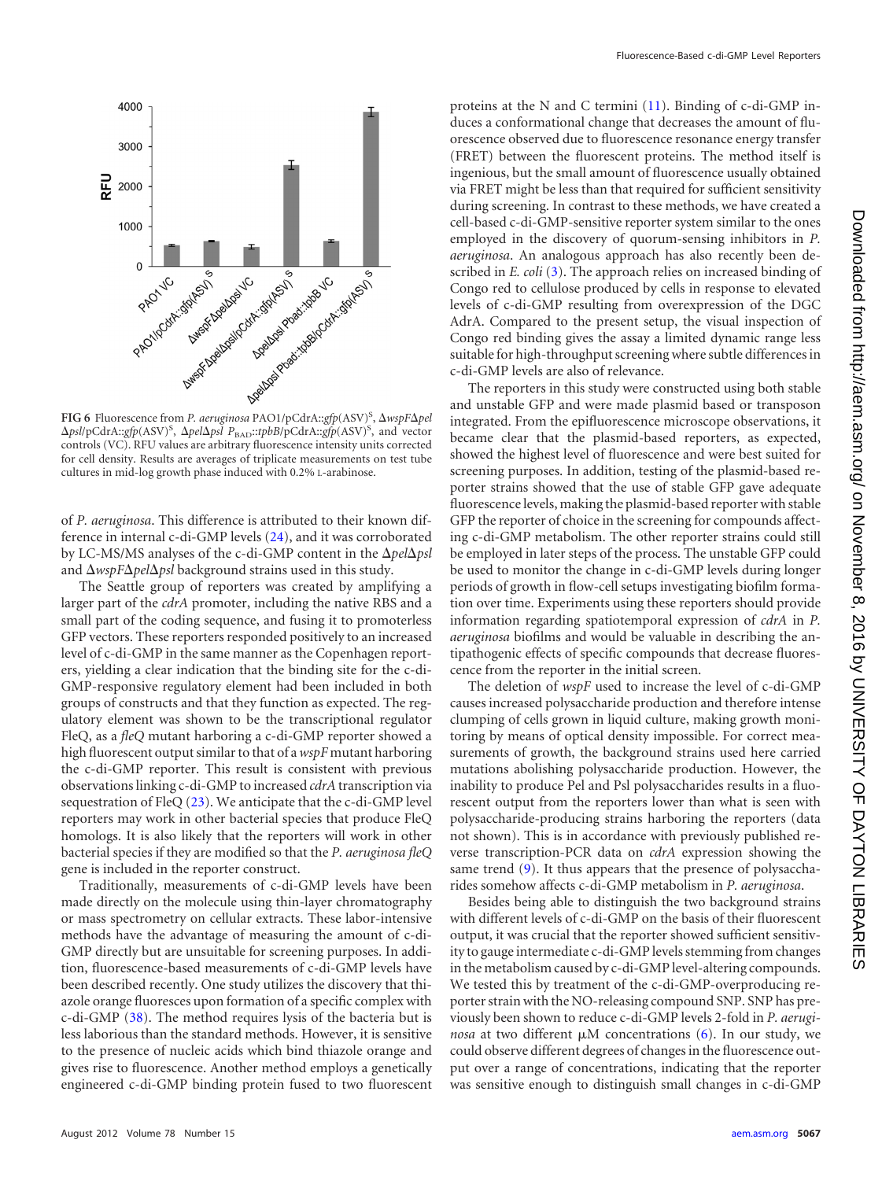4000

3000

RFU 2000

1000

0

PAO1 VC

PAO1/pCdrA::gfp(ASV)S

ΔwspFΔpelΔpsl VC

ΔwspFΔpelΔpsl/pCdrA::gfp(ASV)S

ΔpelΔpsl Pbad::tpbB VC

ΔpelΔpsl Pbad::tpbB/pCdrA::gfp(ASV)S

**FIG 6** Fluorescence from *P. aeruginosa* PAO1/pCdrA::*gfp*(ASV)$^S$, Δ*wspF*Δ*pel* Δ*psl*/pCdrA::*gfp*(ASV)$^S$, Δ*pel*Δ*psl* $P_{BAD}$::*tpbB*/pCdrA::*gfp*(ASV)$^S$, and vector controls (VC). RFU values are arbitrary fluorescence intensity units corrected for cell density. Results are averages of triplicate measurements on test tube cultures in mid-log growth phase induced with 0.2% L-arabinose.

of *P. aeruginosa*. This difference is attributed to their known difference in internal c-di-GMP levels (24), and it was corroborated by LC-MS/MS analyses of the c-di-GMP content in the Δ*pel*Δ*psl* and Δ*wspF*Δ*pel*Δ*psl* background strains used in this study.

The Seattle group of reporters was created by amplifying a larger part of the *cdrA* promoter, including the native RBS and a small part of the coding sequence, and fusing it to promoterless GFP vectors. These reporters responded positively to an increased level of c-di-GMP in the same manner as the Copenhagen reporters, yielding a clear indication that the binding site for the c-di-GMP-responsive regulatory element had been included in both groups of constructs and that they function as expected. The regulatory element was shown to be the transcriptional regulator FleQ, as a *fleQ* mutant harboring a c-di-GMP reporter showed a high fluorescent output similar to that of a *wspF* mutant harboring the c-di-GMP reporter. This result is consistent with previous observations linking c-di-GMP to increased *cdrA* transcription via sequestration of FleQ (23). We anticipate that the c-di-GMP level reporters may work in other bacterial species that produce FleQ homologs. It is also likely that the reporters will work in other bacterial species if they are modified so that the *P. aeruginosa fleQ* gene is included in the reporter construct.

Traditionally, measurements of c-di-GMP levels have been made directly on the molecule using thin-layer chromatography or mass spectrometry on cellular extracts. These labor-intensive methods have the advantage of measuring the amount of c-di-GMP directly but are unsuitable for screening purposes. In addition, fluorescence-based measurements of c-di-GMP levels have been described recently. One study utilizes the discovery that thiazole orange fluoresces upon formation of a specific complex with c-di-GMP (38). The method requires lysis of the bacteria but is less laborious than the standard methods. However, it is sensitive to the presence of nucleic acids which bind thiazole orange and gives rise to fluorescence. Another method employs a genetically engineered c-di-GMP binding protein fused to two fluorescent proteins at the N and C termini (11). Binding of c-di-GMP induces a conformational change that decreases the amount of fluorescence observed due to fluorescence resonance energy transfer (FRET) between the fluorescent proteins. The method itself is ingenious, but the small amount of fluorescence usually obtained via FRET might be less than that required for sufficient sensitivity during screening. In contrast to these methods, we have created a cell-based c-di-GMP-sensitive reporter system similar to the ones employed in the discovery of quorum-sensing inhibitors in *P. aeruginosa*. An analogous approach has also recently been described in *E. coli* (3). The approach relies on increased binding of Congo red to cellulose produced by cells in response to elevated levels of c-di-GMP resulting from overexpression of the DGC AdrA. Compared to the present setup, the visual inspection of Congo red binding gives the assay a limited dynamic range less suitable for high-throughput screening where subtle differences in c-di-GMP levels are also of relevance.

The reporters in this study were constructed using both stable and unstable GFP and were made plasmid based or transposon integrated. From the epifluorescence microscope observations, it became clear that the plasmid-based reporters, as expected, showed the highest level of fluorescence and were best suited for screening purposes. In addition, testing of the plasmid-based reporter strains showed that the use of stable GFP gave adequate fluorescence levels, making the plasmid-based reporter with stable GFP the reporter of choice in the screening for compounds affecting c-di-GMP metabolism. The other reporter strains could still be employed in later steps of the process. The unstable GFP could be used to monitor the change in c-di-GMP levels during longer periods of growth in flow-cell setups investigating biofilm formation over time. Experiments using these reporters should provide information regarding spatiotemporal expression of *cdrA* in *P. aeruginosa* biofilms and would be valuable in describing the antipathogenic effects of specific compounds that decrease fluorescence from the reporter in the initial screen.

The deletion of *wspF* used to increase the level of c-di-GMP causes increased polysaccharide production and therefore intense clumping of cells grown in liquid culture, making growth monitoring by means of optical density impossible. For correct measurements of growth, the background strains used here carried mutations abolishing polysaccharide production. However, the inability to produce Pel and Psl polysaccharides results in a fluorescent output from the reporters lower than what is seen with polysaccharide-producing strains harboring the reporters (data not shown). This is in accordance with previously published reverse transcription-PCR data on *cdrA* expression showing the same trend (9). It thus appears that the presence of polysaccharides somehow affects c-di-GMP metabolism in *P. aeruginosa*.

Besides being able to distinguish the two background strains with different levels of c-di-GMP on the basis of their fluorescent output, it was crucial that the reporter showed sufficient sensitivity to gauge intermediate c-di-GMP levels stemming from changes in the metabolism caused by c-di-GMP level-altering compounds. We tested this by treatment of the c-di-GMP-overproducing reporter strain with the NO-releasing compound SNP. SNP has previously been shown to reduce c-di-GMP levels 2-fold in *P. aeruginosa* at two different μM concentrations (6). In our study, we could observe different degrees of changes in the fluorescence output over a range of concentrations, indicating that the reporter was sensitive enough to distinguish small changes in c-di-GMP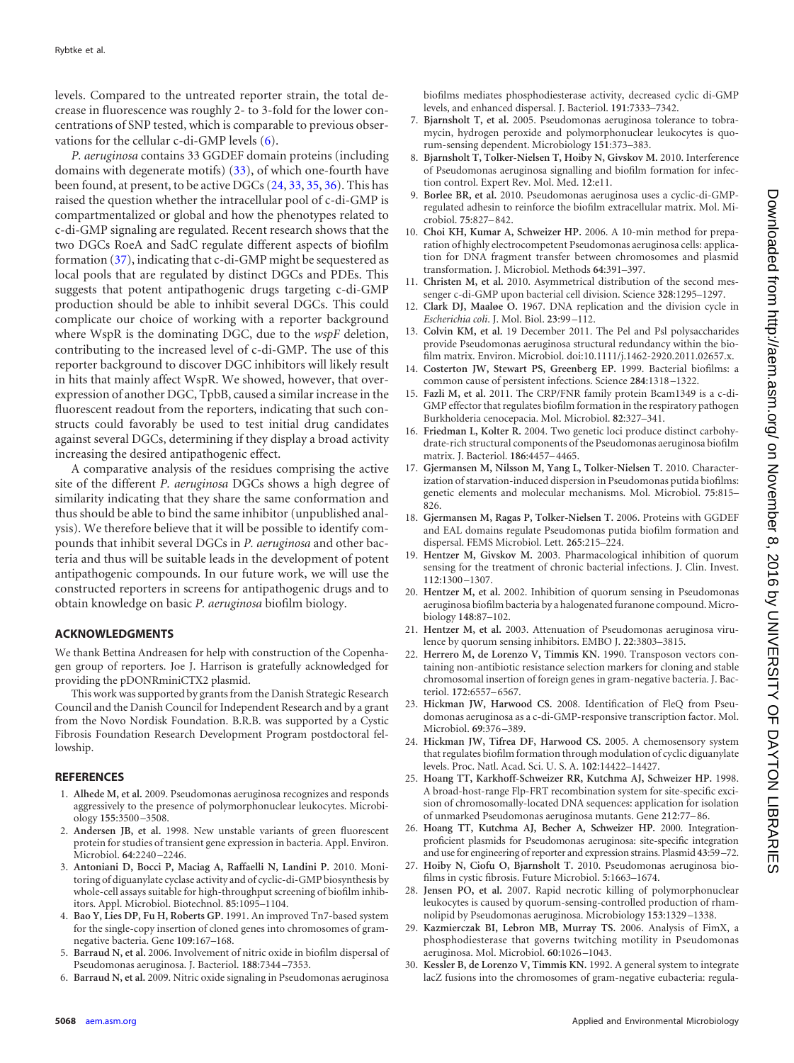levels. Compared to the untreated reporter strain, the total decrease in fluorescence was roughly 2- to 3-fold for the lower concentrations of SNP tested, which is comparable to previous observations for the cellular c-di-GMP levels (6).

*P. aeruginosa* contains 33 GGDEF domain proteins (including domains with degenerate motifs) (33), of which one-fourth have been found, at present, to be active DGCs (24, 33, 35, 36). This has raised the question whether the intracellular pool of c-di-GMP is compartmentalized or global and how the phenotypes related to c-di-GMP signaling are regulated. Recent research shows that the two DGCs RoeA and SadC regulate different aspects of biofilm formation (37), indicating that c-di-GMP might be sequestered as local pools that are regulated by distinct DGCs and PDEs. This suggests that potent antipathogenic drugs targeting c-di-GMP production should be able to inhibit several DGCs. This could complicate our choice of working with a reporter background where WspR is the dominating DGC, due to the *wspF* deletion, contributing to the increased level of c-di-GMP. The use of this reporter background to discover DGC inhibitors will likely result in hits that mainly affect WspR. We showed, however, that overexpression of another DGC, TpbB, caused a similar increase in the fluorescent readout from the reporters, indicating that such constructs could favorably be used to test initial drug candidates against several DGCs, determining if they display a broad activity increasing the desired antipathogenic effect.

A comparative analysis of the residues comprising the active site of the different *P. aeruginosa* DGCs shows a high degree of similarity indicating that they share the same conformation and thus should be able to bind the same inhibitor (unpublished analysis). We therefore believe that it will be possible to identify compounds that inhibit several DGCs in *P. aeruginosa* and other bacteria and thus will be suitable leads in the development of potent antipathogenic compounds. In our future work, we will use the constructed reporters in screens for antipathogenic drugs and to obtain knowledge on basic *P. aeruginosa* biofilm biology.

## ACKNOWLEDGMENTS

We thank Bettina Andreasen for help with construction of the Copenhagen group of reporters. Joe J. Harrison is gratefully acknowledged for providing the pDONRminiCTX2 plasmid.

This work was supported by grants from the Danish Strategic Research Council and the Danish Council for Independent Research and by a grant from the Novo Nordisk Foundation. B.R.B. was supported by a Cystic Fibrosis Foundation Research Development Program postdoctoral fellowship.

## REFERENCES

1. **Alhede M, et al.** 2009. Pseudomonas aeruginosa recognizes and responds aggressively to the presence of polymorphonuclear leukocytes. Microbiology **155**:3500–3508.
2. **Andersen JB, et al.** 1998. New unstable variants of green fluorescent protein for studies of transient gene expression in bacteria. Appl. Environ. Microbiol. **64**:2240–2246.
3. **Antoniani D, Bocci P, Maciag A, Raffaelli N, Landini P.** 2010. Monitoring of diguanylate cyclase activity and of cyclic-di-GMP biosynthesis by whole-cell assays suitable for high-throughput screening of biofilm inhibitors. Appl. Microbiol. Biotechnol. **85**:1095–1104.
4. **Bao Y, Lies DP, Fu H, Roberts GP.** 1991. An improved Tn7-based system for the single-copy insertion of cloned genes into chromosomes of gram-negative bacteria. Gene **109**:167–168.
5. **Barraud N, et al.** 2006. Involvement of nitric oxide in biofilm dispersal of Pseudomonas aeruginosa. J. Bacteriol. **188**:7344–7353.
6. **Barraud N, et al.** 2009. Nitric oxide signaling in Pseudomonas aeruginosa biofilms mediates phosphodiesterase activity, decreased cyclic di-GMP levels, and enhanced dispersal. J. Bacteriol. **191**:7333–7342.
7. **Bjarnsholt T, et al.** 2005. Pseudomonas aeruginosa tolerance to tobramycin, hydrogen peroxide and polymorphonuclear leukocytes is quorum-sensing dependent. Microbiology **151**:373–383.
8. **Bjarnsholt T, Tolker-Nielsen T, Hoiby N, Givskov M.** 2010. Interference of Pseudomonas aeruginosa signalling and biofilm formation for infection control. Expert Rev. Mol. Med. **12**:e11.
9. **Borlee BR, et al.** 2010. Pseudomonas aeruginosa uses a cyclic-di-GMP-regulated adhesin to reinforce the biofilm extracellular matrix. Mol. Microbiol. **75**:827–842.
10. **Choi KH, Kumar A, Schweizer HP.** 2006. A 10-min method for preparation of highly electrocompetent Pseudomonas aeruginosa cells: application for DNA fragment transfer between chromosomes and plasmid transformation. J. Microbiol. Methods **64**:391–397.
11. **Christen M, et al.** 2010. Asymmetrical distribution of the second messenger c-di-GMP upon bacterial cell division. Science **328**:1295–1297.
12. **Clark DJ, Maaloe O.** 1967. DNA replication and the division cycle in *Escherichia coli*. J. Mol. Biol. **23**:99–112.
13. **Colvin KM, et al.** 19 December 2011. The Pel and Psl polysaccharides provide Pseudomonas aeruginosa structural redundancy within the biofilm matrix. Environ. Microbiol. doi:10.1111/j.1462-2920.2011.02657.x.
14. **Costerton JW, Stewart PS, Greenberg EP.** 1999. Bacterial biofilms: a common cause of persistent infections. Science **284**:1318–1322.
15. **Fazli M, et al.** 2011. The CRP/FNR family protein Bcam1349 is a c-di-GMP effector that regulates biofilm formation in the respiratory pathogen Burkholderia cenocepacia. Mol. Microbiol. **82**:327–341.
16. **Friedman L, Kolter R.** 2004. Two genetic loci produce distinct carbohydrate-rich structural components of the Pseudomonas aeruginosa biofilm matrix. J. Bacteriol. **186**:4457–4465.
17. **Gjermansen M, Nilsson M, Yang L, Tolker-Nielsen T.** 2010. Characterization of starvation-induced dispersion in Pseudomonas putida biofilms: genetic elements and molecular mechanisms. Mol. Microbiol. **75**:815–826.
18. **Gjermansen M, Ragas P, Tolker-Nielsen T.** 2006. Proteins with GGDEF and EAL domains regulate Pseudomonas putida biofilm formation and dispersal. FEMS Microbiol. Lett. **265**:215–224.
19. **Hentzer M, Givskov M.** 2003. Pharmacological inhibition of quorum sensing for the treatment of chronic bacterial infections. J. Clin. Invest. **112**:1300–1307.
20. **Hentzer M, et al.** 2002. Inhibition of quorum sensing in Pseudomonas aeruginosa biofilm bacteria by a halogenated furanone compound. Microbiology **148**:87–102.
21. **Hentzer M, et al.** 2003. Attenuation of Pseudomonas aeruginosa virulence by quorum sensing inhibitors. EMBO J. **22**:3803–3815.
22. **Herrero M, de Lorenzo V, Timmis KN.** 1990. Transposon vectors containing non-antibiotic resistance selection markers for cloning and stable chromosomal insertion of foreign genes in gram-negative bacteria. J. Bacteriol. **172**:6557–6567.
23. **Hickman JW, Harwood CS.** 2008. Identification of FleQ from Pseudomonas aeruginosa as a c-di-GMP-responsive transcription factor. Mol. Microbiol. **69**:376–389.
24. **Hickman JW, Tifrea DF, Harwood CS.** 2005. A chemosensory system that regulates biofilm formation through modulation of cyclic diguanylate levels. Proc. Natl. Acad. Sci. U. S. A. **102**:14422–14427.
25. **Hoang TT, Karkhoff-Schweizer RR, Kutchma AJ, Schweizer HP.** 1998. A broad-host-range Flp-FRT recombination system for site-specific excision of chromosomally-located DNA sequences: application for isolation of unmarked Pseudomonas aeruginosa mutants. Gene **212**:77–86.
26. **Hoang TT, Kutchma AJ, Becher A, Schweizer HP.** 2000. Integration-proficient plasmids for Pseudomonas aeruginosa: site-specific integration and use for engineering of reporter and expression strains. Plasmid **43**:59–72.
27. **Hoiby N, Ciofu O, Bjarnsholt T.** 2010. Pseudomonas aeruginosa biofilms in cystic fibrosis. Future Microbiol. **5**:1663–1674.
28. **Jensen PO, et al.** 2007. Rapid necrotic killing of polymorphonuclear leukocytes is caused by quorum-sensing-controlled production of rhamnolipid by Pseudomonas aeruginosa. Microbiology **153**:1329–1338.
29. **Kazmierczak BI, Lebron MB, Murray TS.** 2006. Analysis of FimX, a phosphodiesterase that governs twitching motility in Pseudomonas aeruginosa. Mol. Microbiol. **60**:1026–1043.
30. **Kessler B, de Lorenzo V, Timmis KN.** 1992. A general system to integrate lacZ fusions into the chromosomes of gram-negative eubacteria: regula-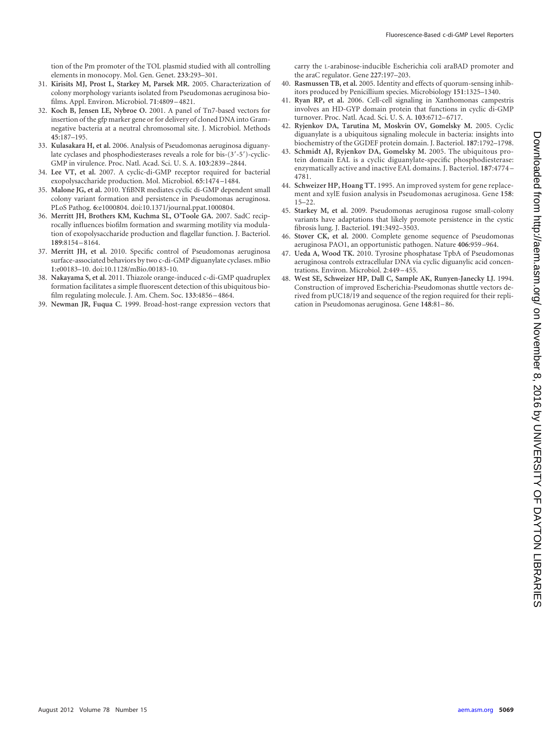tion of the Pm promoter of the TOL plasmid studied with all controlling elements in monocopy. Mol. Gen. Genet. **233**:293–301.

31. **Kirisits MJ, Prost L, Starkey M, Parsek MR.** 2005. Characterization of colony morphology variants isolated from Pseudomonas aeruginosa biofilms. Appl. Environ. Microbiol. **71**:4809–4821.
32. **Koch B, Jensen LE, Nybroe O.** 2001. A panel of Tn7-based vectors for insertion of the gfp marker gene or for delivery of cloned DNA into Gram-negative bacteria at a neutral chromosomal site. J. Microbiol. Methods **45**:187–195.
33. **Kulasakara H, et al.** 2006. Analysis of Pseudomonas aeruginosa diguanylate cyclases and phosphodiesterases reveals a role for bis-(3′-5′)-cyclic-GMP in virulence. Proc. Natl. Acad. Sci. U. S. A. **103**:2839–2844.
34. **Lee VT, et al.** 2007. A cyclic-di-GMP receptor required for bacterial exopolysaccharide production. Mol. Microbiol. **65**:1474–1484.
35. **Malone JG, et al.** 2010. YfiBNR mediates cyclic di-GMP dependent small colony variant formation and persistence in Pseudomonas aeruginosa. PLoS Pathog. **6**:e1000804. doi:10.1371/journal.ppat.1000804.
36. **Merritt JH, Brothers KM, Kuchma SL, O'Toole GA.** 2007. SadC reciprocally influences biofilm formation and swarming motility via modulation of exopolysaccharide production and flagellar function. J. Bacteriol. **189**:8154–8164.
37. **Merritt JH, et al.** 2010. Specific control of Pseudomonas aeruginosa surface-associated behaviors by two c-di-GMP diguanylate cyclases. mBio **1**:e00183–10. doi:10.1128/mBio.00183-10.
38. **Nakayama S, et al.** 2011. Thiazole orange-induced c-di-GMP quadruplex formation facilitates a simple fluorescent detection of this ubiquitous biofilm regulating molecule. J. Am. Chem. Soc. **133**:4856–4864.
39. **Newman JR, Fuqua C.** 1999. Broad-host-range expression vectors that carry the L-arabinose-inducible Escherichia coli araBAD promoter and the araC regulator. Gene **227**:197–203.
40. **Rasmussen TB, et al.** 2005. Identity and effects of quorum-sensing inhibitors produced by Penicillium species. Microbiology **151**:1325–1340.
41. **Ryan RP, et al.** 2006. Cell-cell signaling in Xanthomonas campestris involves an HD-GYP domain protein that functions in cyclic di-GMP turnover. Proc. Natl. Acad. Sci. U. S. A. **103**:6712–6717.
42. **Ryjenkov DA, Tarutina M, Moskvin OV, Gomelsky M.** 2005. Cyclic diguanylate is a ubiquitous signaling molecule in bacteria: insights into biochemistry of the GGDEF protein domain. J. Bacteriol. **187**:1792–1798.
43. **Schmidt AJ, Ryjenkov DA, Gomelsky M.** 2005. The ubiquitous protein domain EAL is a cyclic diguanylate-specific phosphodiesterase: enzymatically active and inactive EAL domains. J. Bacteriol. **187**:4774–4781.
44. **Schweizer HP, Hoang TT.** 1995. An improved system for gene replacement and xylE fusion analysis in Pseudomonas aeruginosa. Gene **158**:15–22.
45. **Starkey M, et al.** 2009. Pseudomonas aeruginosa rugose small-colony variants have adaptations that likely promote persistence in the cystic fibrosis lung. J. Bacteriol. **191**:3492–3503.
46. **Stover CK, et al.** 2000. Complete genome sequence of Pseudomonas aeruginosa PAO1, an opportunistic pathogen. Nature **406**:959–964.
47. **Ueda A, Wood TK.** 2010. Tyrosine phosphatase TpbA of Pseudomonas aeruginosa controls extracellular DNA via cyclic diguanylic acid concentrations. Environ. Microbiol. **2**:449–455.
48. **West SE, Schweizer HP, Dall C, Sample AK, Runyen-Janecky LJ.** 1994. Construction of improved Escherichia-Pseudomonas shuttle vectors derived from pUC18/19 and sequence of the region required for their replication in Pseudomonas aeruginosa. Gene **148**:81–86.